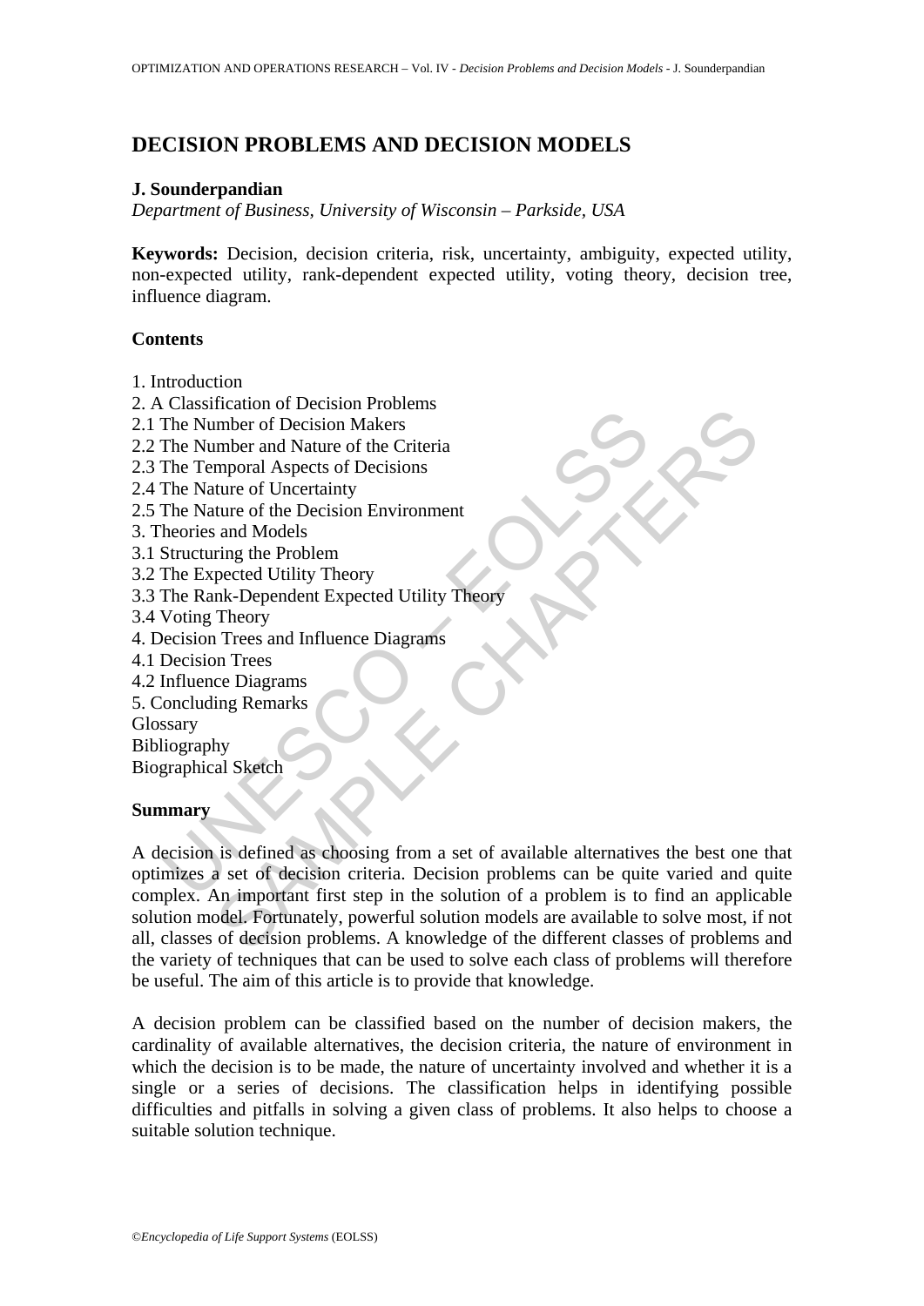# DECISION PROBLEMS AND DECISION MODELS

**J. Sounderpandian**

*Department of Business, University of Wisconsin – Parkside, USA*

**Keywords:** Decision, decision criteria, risk, uncertainty, ambiguity, expected utility, non-expected utility, rank-dependent expected utility, voting theory, decision tree, influence diagram.

## Contents

1. Introduction
2. A Classification of Decision Problems
2.1 The Number of Decision Makers
2.2 The Number and Nature of the Criteria
2.3 The Temporal Aspects of Decisions
2.4 The Nature of Uncertainty
2.5 The Nature of the Decision Environment
3. Theories and Models
3.1 Structuring the Problem
3.2 The Expected Utility Theory
3.3 The Rank-Dependent Expected Utility Theory
3.4 Voting Theory
4. Decision Trees and Influence Diagrams
4.1 Decision Trees
4.2 Influence Diagrams
5. Concluding Remarks

Glossary
Bibliography
Biographical Sketch

## Summary

A decision is defined as choosing from a set of available alternatives the best one that optimizes a set of decision criteria. Decision problems can be quite varied and quite complex. An important first step in the solution of a problem is to find an applicable solution model. Fortunately, powerful solution models are available to solve most, if not all, classes of decision problems. A knowledge of the different classes of problems and the variety of techniques that can be used to solve each class of problems will therefore be useful. The aim of this article is to provide that knowledge.

A decision problem can be classified based on the number of decision makers, the cardinality of available alternatives, the decision criteria, the nature of environment in which the decision is to be made, the nature of uncertainty involved and whether it is a single or a series of decisions. The classification helps in identifying possible difficulties and pitfalls in solving a given class of problems. It also helps to choose a suitable solution technique.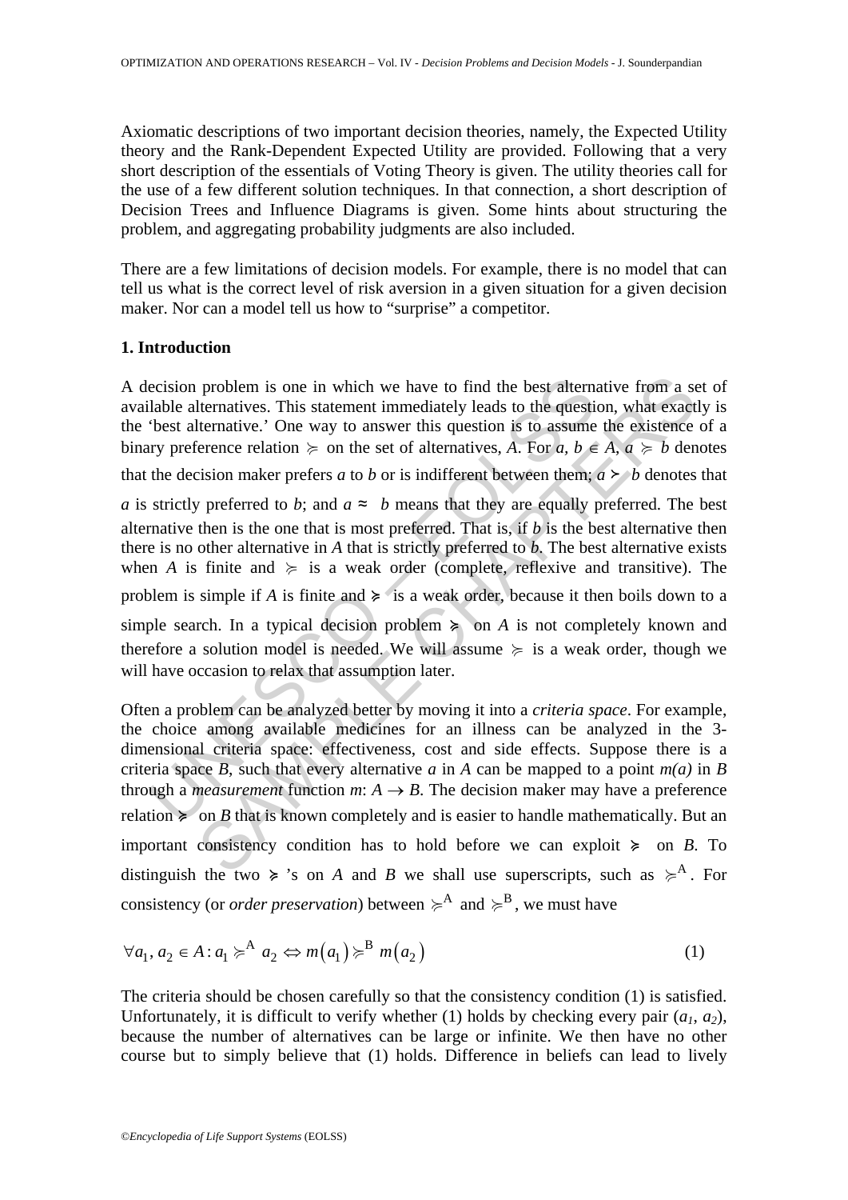Axiomatic descriptions of two important decision theories, namely, the Expected Utility theory and the Rank-Dependent Expected Utility are provided. Following that a very short description of the essentials of Voting Theory is given. The utility theories call for the use of a few different solution techniques. In that connection, a short description of Decision Trees and Influence Diagrams is given. Some hints about structuring the problem, and aggregating probability judgments are also included.

There are a few limitations of decision models. For example, there is no model that can tell us what is the correct level of risk aversion in a given situation for a given decision maker. Nor can a model tell us how to "surprise" a competitor.

## 1. Introduction

A decision problem is one in which we have to find the best alternative from a set of available alternatives. This statement immediately leads to the question, what exactly is the 'best alternative.' One way to answer this question is to assume the existence of a binary preference relation $\succcurlyeq$ on the set of alternatives, $A$. For $a, b \in A$, $a \succcurlyeq b$ denotes that the decision maker prefers $a$ to $b$ or is indifferent between them; $a \succ b$ denotes that $a$ is strictly preferred to $b$; and $a \approx b$ means that they are equally preferred. The best alternative then is the one that is most preferred. That is, if $b$ is the best alternative then there is no other alternative in $A$ that is strictly preferred to $b$. The best alternative exists when $A$ is finite and $\succcurlyeq$ is a weak order (complete, reflexive and transitive). The problem is simple if $A$ is finite and $\succcurlyeq$ is a weak order, because it then boils down to a simple search. In a typical decision problem $\succcurlyeq$ on $A$ is not completely known and therefore a solution model is needed. We will assume $\succcurlyeq$ is a weak order, though we will have occasion to relax that assumption later.

Often a problem can be analyzed better by moving it into a *criteria space*. For example, the choice among available medicines for an illness can be analyzed in the 3-dimensional criteria space: effectiveness, cost and side effects. Suppose there is a criteria space $B$, such that every alternative $a$ in $A$ can be mapped to a point $m(a)$ in $B$ through a *measurement* function $m: A \rightarrow B$. The decision maker may have a preference relation $\succcurlyeq$ on $B$ that is known completely and is easier to handle mathematically. But an important consistency condition has to hold before we can exploit $\succcurlyeq$ on $B$. To distinguish the two $\succcurlyeq$'s on $A$ and $B$ we shall use superscripts, such as $\succcurlyeq^{A}$. For consistency (or *order preservation*) between $\succcurlyeq^{A}$ and $\succcurlyeq^{B}$, we must have

$$\forall a_1, a_2 \in A: a_1 \succcurlyeq^{A} a_2 \Leftrightarrow m(a_1) \succcurlyeq^{B} m(a_2) \tag{1}$$

The criteria should be chosen carefully so that the consistency condition (1) is satisfied. Unfortunately, it is difficult to verify whether (1) holds by checking every pair ($a_1$, $a_2$), because the number of alternatives can be large or infinite. We then have no other course but to simply believe that (1) holds. Difference in beliefs can lead to lively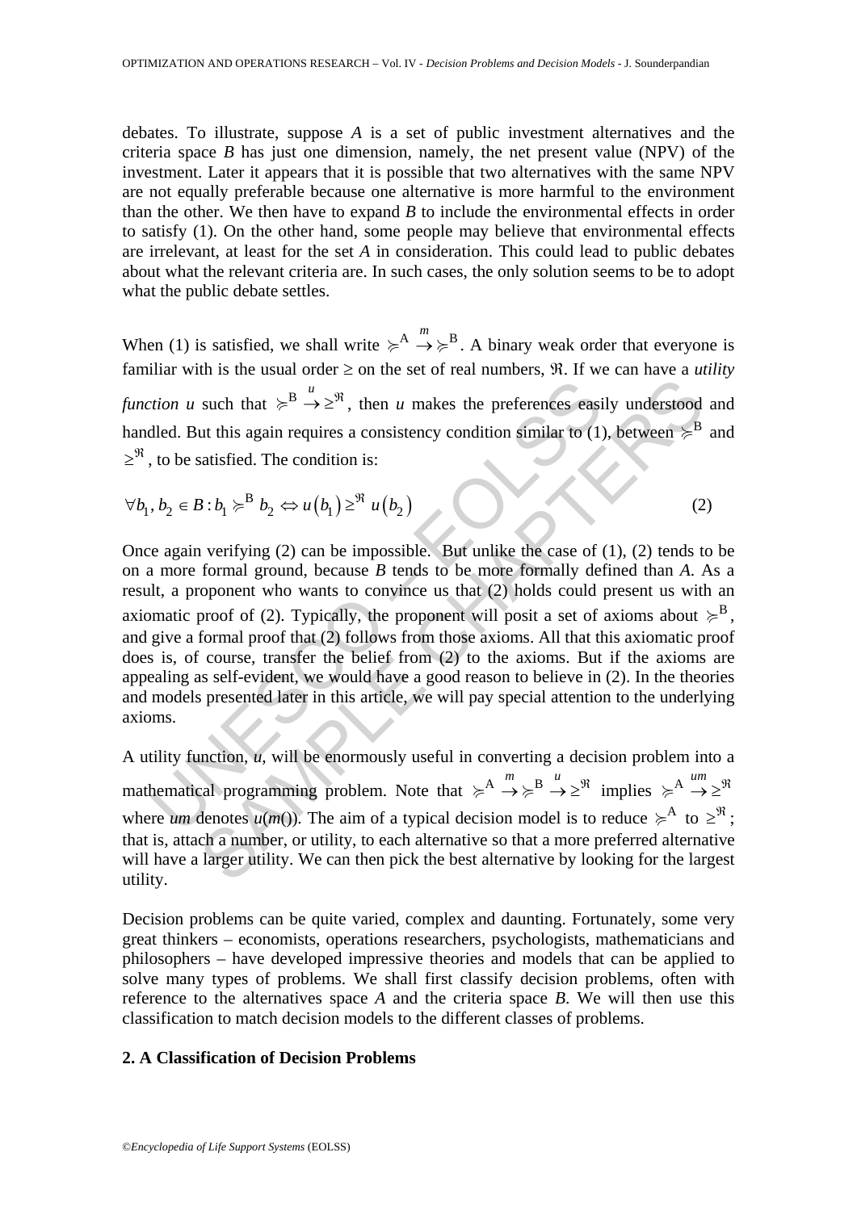debates. To illustrate, suppose *A* is a set of public investment alternatives and the criteria space *B* has just one dimension, namely, the net present value (NPV) of the investment. Later it appears that it is possible that two alternatives with the same NPV are not equally preferable because one alternative is more harmful to the environment than the other. We then have to expand *B* to include the environmental effects in order to satisfy (1). On the other hand, some people may believe that environmental effects are irrelevant, at least for the set *A* in consideration. This could lead to public debates about what the relevant criteria are. In such cases, the only solution seems to be to adopt what the public debate settles.

When (1) is satisfied, we shall write $\succcurlyeq^{A} \overset{m}{\rightarrow} \succcurlyeq^{B}$. A binary weak order that everyone is familiar with is the usual order $\geq$ on the set of real numbers, $\Re$. If we can have a *utility function u* such that $\succcurlyeq^{B} \overset{u}{\rightarrow} \geq^{\Re}$, then *u* makes the preferences easily understood and handled. But this again requires a consistency condition similar to (1), between $\succcurlyeq^{B}$ and $\geq^{\Re}$, to be satisfied. The condition is:

$$\forall b_1, b_2 \in B : b_1 \succcurlyeq^{B} b_2 \Leftrightarrow u(b_1) \geq^{\Re} u(b_2) \tag{2}$$

Once again verifying (2) can be impossible. But unlike the case of (1), (2) tends to be on a more formal ground, because *B* tends to be more formally defined than *A*. As a result, a proponent who wants to convince us that (2) holds could present us with an axiomatic proof of (2). Typically, the proponent will posit a set of axioms about $\succcurlyeq^{B}$, and give a formal proof that (2) follows from those axioms. All that this axiomatic proof does is, of course, transfer the belief from (2) to the axioms. But if the axioms are appealing as self-evident, we would have a good reason to believe in (2). In the theories and models presented later in this article, we will pay special attention to the underlying axioms.

A utility function, *u*, will be enormously useful in converting a decision problem into a mathematical programming problem. Note that $\succcurlyeq^{A} \overset{m}{\rightarrow} \succcurlyeq^{B} \overset{u}{\rightarrow} \geq^{\Re}$ implies $\succcurlyeq^{A} \overset{um}{\rightarrow} \geq^{\Re}$ where *um* denotes *u*(*m*()). The aim of a typical decision model is to reduce $\succcurlyeq^{A}$ to $\geq^{\Re}$; that is, attach a number, or utility, to each alternative so that a more preferred alternative will have a larger utility. We can then pick the best alternative by looking for the largest utility.

Decision problems can be quite varied, complex and daunting. Fortunately, some very great thinkers – economists, operations researchers, psychologists, mathematicians and philosophers – have developed impressive theories and models that can be applied to solve many types of problems. We shall first classify decision problems, often with reference to the alternatives space *A* and the criteria space *B*. We will then use this classification to match decision models to the different classes of problems.

## 2. A Classification of Decision Problems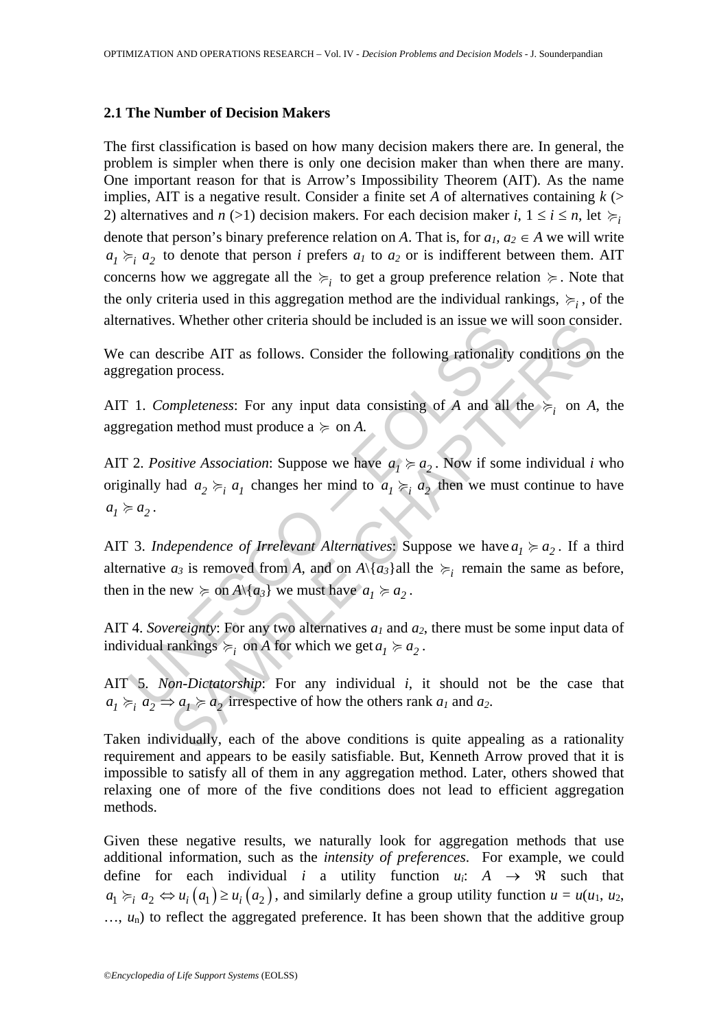### 2.1 The Number of Decision Makers

The first classification is based on how many decision makers there are. In general, the problem is simpler when there is only one decision maker than when there are many. One important reason for that is Arrow's Impossibility Theorem (AIT). As the name implies, AIT is a negative result. Consider a finite set $A$ of alternatives containing $k$ (> 2) alternatives and $n$ (>1) decision makers. For each decision maker $i$, $1 \leq i \leq n$, let $\succcurlyeq_i$ denote that person's binary preference relation on $A$. That is, for $a_1, a_2 \in A$ we will write $a_1 \succcurlyeq_i a_2$ to denote that person $i$ prefers $a_1$ to $a_2$ or is indifferent between them. AIT concerns how we aggregate all the $\succcurlyeq_i$ to get a group preference relation $\succcurlyeq$. Note that the only criteria used in this aggregation method are the individual rankings, $\succcurlyeq_i$, of the alternatives. Whether other criteria should be included is an issue we will soon consider.

We can describe AIT as follows. Consider the following rationality conditions on the aggregation process.

AIT 1. *Completeness*: For any input data consisting of $A$ and all the $\succcurlyeq_i$ on $A$, the aggregation method must produce a $\succcurlyeq$ on $A$.

AIT 2. *Positive Association*: Suppose we have $a_1 \succcurlyeq a_2$. Now if some individual $i$ who originally had $a_2 \succcurlyeq_i a_1$ changes her mind to $a_1 \succcurlyeq_i a_2$ then we must continue to have $a_1 \succcurlyeq a_2$.

AIT 3. *Independence of Irrelevant Alternatives*: Suppose we have $a_1 \succcurlyeq a_2$. If a third alternative $a_3$ is removed from $A$, and on $A \setminus \{a_3\}$all the $\succcurlyeq_i$ remain the same as before, then in the new $\succcurlyeq$ on $A \setminus \{a_3\}$ we must have $a_1 \succcurlyeq a_2$.

AIT 4. *Sovereignty*: For any two alternatives $a_1$ and $a_2$, there must be some input data of individual rankings $\succcurlyeq_i$ on $A$ for which we get $a_1 \succcurlyeq a_2$.

AIT 5. *Non-Dictatorship*: For any individual $i$, it should not be the case that $a_1 \succcurlyeq_i a_2 \Rightarrow a_1 \succcurlyeq a_2$ irrespective of how the others rank $a_1$ and $a_2$.

Taken individually, each of the above conditions is quite appealing as a rationality requirement and appears to be easily satisfiable. But, Kenneth Arrow proved that it is impossible to satisfy all of them in any aggregation method. Later, others showed that relaxing one of more of the five conditions does not lead to efficient aggregation methods.

Given these negative results, we naturally look for aggregation methods that use additional information, such as the *intensity of preferences*. For example, we could define for each individual $i$ a utility function $u_i$: $A \rightarrow \Re$ such that $a_1 \succcurlyeq_i a_2 \Leftrightarrow u_i(a_1) \geq u_i(a_2)$, and similarly define a group utility function $u = u(u_1, u_2, \ldots, u_n)$ to reflect the aggregated preference. It has been shown that the additive group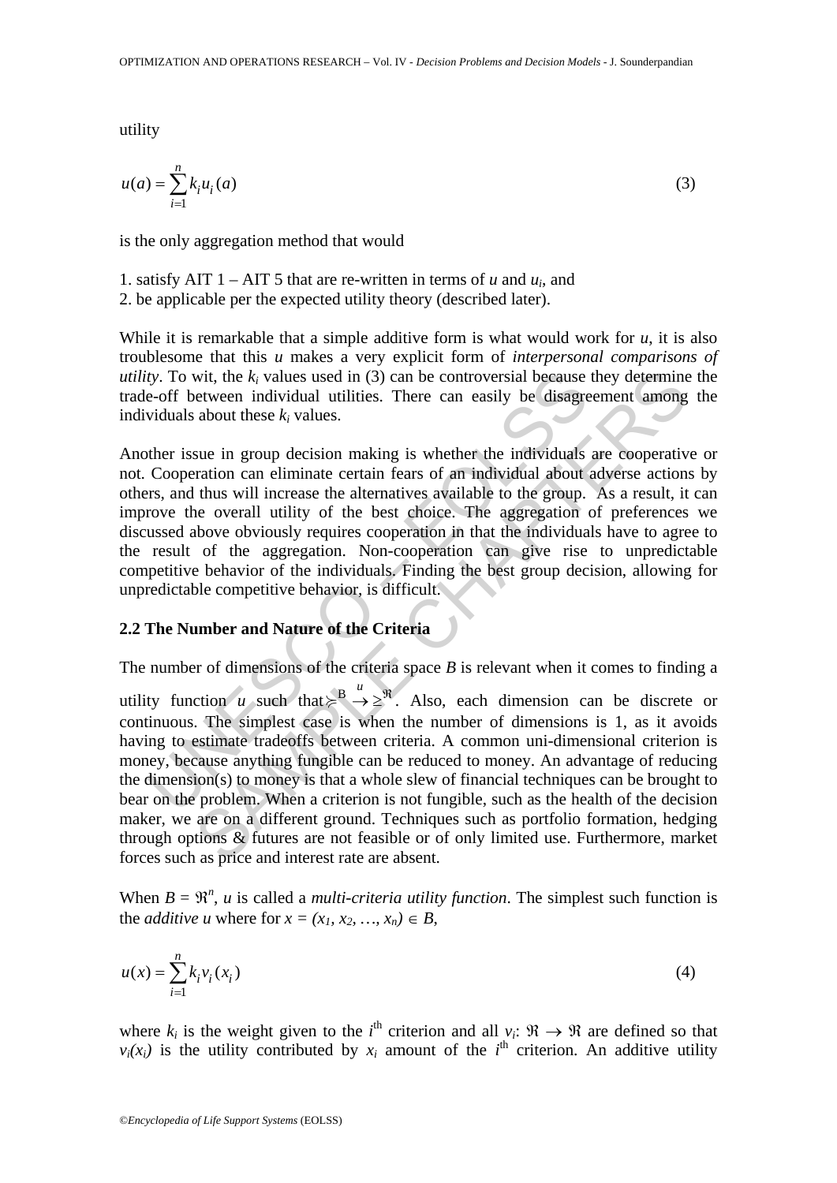utility

$$u(a) = \sum_{i=1}^{n} k_i u_i(a) \tag{3}$$

is the only aggregation method that would

1. satisfy AIT 1 – AIT 5 that are re-written in terms of $u$ and $u_i$, and
2. be applicable per the expected utility theory (described later).

While it is remarkable that a simple additive form is what would work for $u$, it is also troublesome that this $u$ makes a very explicit form of *interpersonal comparisons of utility*. To wit, the $k_i$ values used in (3) can be controversial because they determine the trade-off between individual utilities. There can easily be disagreement among the individuals about these $k_i$ values.

Another issue in group decision making is whether the individuals are cooperative or not. Cooperation can eliminate certain fears of an individual about adverse actions by others, and thus will increase the alternatives available to the group. As a result, it can improve the overall utility of the best choice. The aggregation of preferences we discussed above obviously requires cooperation in that the individuals have to agree to the result of the aggregation. Non-cooperation can give rise to unpredictable competitive behavior of the individuals. Finding the best group decision, allowing for unpredictable competitive behavior, is difficult.

## 2.2 The Number and Nature of the Criteria

The number of dimensions of the criteria space $B$ is relevant when it comes to finding a utility function $u$ such that $\succsim^{B} \xrightarrow{u} \geq^{\Re}$. Also, each dimension can be discrete or continuous. The simplest case is when the number of dimensions is 1, as it avoids having to estimate tradeoffs between criteria. A common uni-dimensional criterion is money, because anything fungible can be reduced to money. An advantage of reducing the dimension(s) to money is that a whole slew of financial techniques can be brought to bear on the problem. When a criterion is not fungible, such as the health of the decision maker, we are on a different ground. Techniques such as portfolio formation, hedging through options & futures are not feasible or of only limited use. Furthermore, market forces such as price and interest rate are absent.

When $B = \Re^n$, $u$ is called a *multi-criteria utility function*. The simplest such function is the *additive u* where for $x = (x_1, x_2, \ldots, x_n) \in B$,

$$u(x) = \sum_{i=1}^{n} k_i v_i(x_i) \tag{4}$$

where $k_i$ is the weight given to the $i^{\text{th}}$ criterion and all $v_i$: $\Re \rightarrow \Re$ are defined so that $v_i(x_i)$ is the utility contributed by $x_i$ amount of the $i^{\text{th}}$ criterion. An additive utility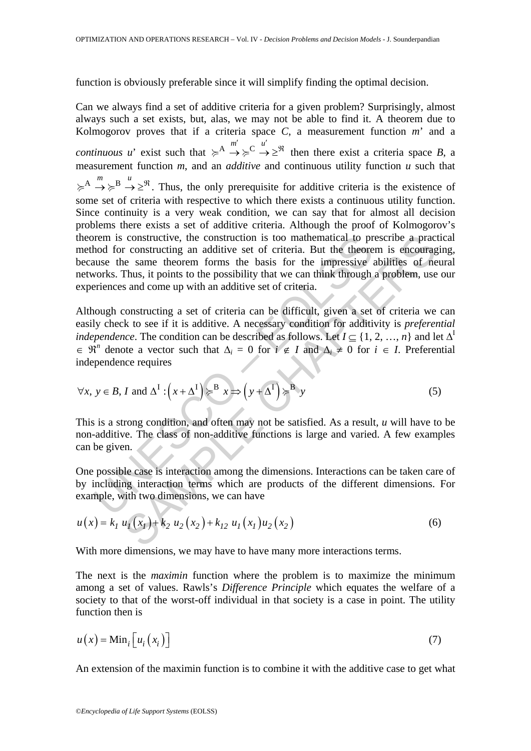function is obviously preferable since it will simplify finding the optimal decision.

Can we always find a set of additive criteria for a given problem? Surprisingly, almost always such a set exists, but, alas, we may not be able to find it. A theorem due to Kolmogorov proves that if a criteria space *C*, a measurement function *m*' and a *continuous* *u*' exist such that $\succcurlyeq^{\mathrm{A}} \xrightarrow{m'} \succcurlyeq^{\mathrm{C}} \xrightarrow{u'} \geq^{\Re}$ then there exist a criteria space *B*, a measurement function *m*, and an *additive* and continuous utility function *u* such that $\succcurlyeq^{\mathrm{A}} \xrightarrow{m} \succcurlyeq^{\mathrm{B}} \xrightarrow{u} \geq^{\Re}$. Thus, the only prerequisite for additive criteria is the existence of some set of criteria with respective to which there exists a continuous utility function. Since continuity is a very weak condition, we can say that for almost all decision problems there exists a set of additive criteria. Although the proof of Kolmogorov's theorem is constructive, the construction is too mathematical to prescribe a practical method for constructing an additive set of criteria. But the theorem is encouraging, because the same theorem forms the basis for the impressive abilities of neural networks. Thus, it points to the possibility that we can think through a problem, use our experiences and come up with an additive set of criteria.

Although constructing a set of criteria can be difficult, given a set of criteria we can easily check to see if it is additive. A necessary condition for additivity is *preferential independence*. The condition can be described as follows. Let $I \subseteq \{1, 2, \ldots, n\}$ and let $\Delta^{\mathrm{I}} \in \Re^n$ denote a vector such that $\Delta_i = 0$ for $i \notin I$ and $\Delta_i \neq 0$ for $i \in I$. Preferential independence requires

$$\forall x,\, y \in B,\, I \text{ and } \Delta^{\mathrm{I}} : \left(x + \Delta^{\mathrm{I}}\right) \succcurlyeq^{\mathrm{B}} x \Rightarrow \left(y + \Delta^{\mathrm{I}}\right) \succcurlyeq^{\mathrm{B}} y \tag{5}$$

This is a strong condition, and often may not be satisfied. As a result, *u* will have to be non-additive. The class of non-additive functions is large and varied. A few examples can be given.

One possible case is interaction among the dimensions. Interactions can be taken care of by including interaction terms which are products of the different dimensions. For example, with two dimensions, we can have

$$u\left(x\right) = k_1\, u_1\left(x_1\right) + k_2\, u_2\left(x_2\right) + k_{12}\, u_1\left(x_1\right) u_2\left(x_2\right) \tag{6}$$

With more dimensions, we may have to have many more interactions terms.

The next is the *maximin* function where the problem is to maximize the minimum among a set of values. Rawls's *Difference Principle* which equates the welfare of a society to that of the worst-off individual in that society is a case in point. The utility function then is

$$u\left(x\right) = \mathrm{Min}_i\left[u_i\left(x_i\right)\right] \tag{7}$$

An extension of the maximin function is to combine it with the additive case to get what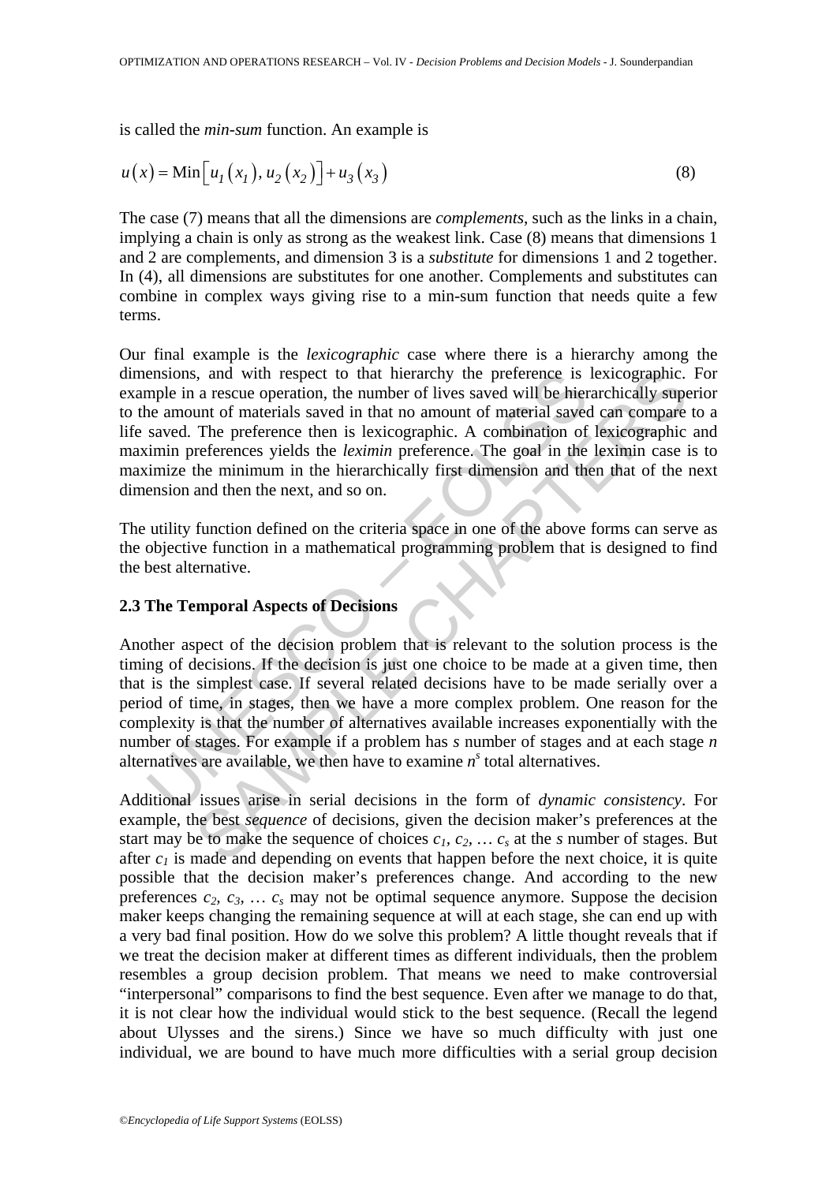is called the *min-sum* function. An example is

$$u(x) = \text{Min}\left[u_1(x_1), u_2(x_2)\right] + u_3(x_3) \tag{8}$$

The case (7) means that all the dimensions are *complements*, such as the links in a chain, implying a chain is only as strong as the weakest link. Case (8) means that dimensions 1 and 2 are complements, and dimension 3 is a *substitute* for dimensions 1 and 2 together. In (4), all dimensions are substitutes for one another. Complements and substitutes can combine in complex ways giving rise to a min-sum function that needs quite a few terms.

Our final example is the *lexicographic* case where there is a hierarchy among the dimensions, and with respect to that hierarchy the preference is lexicographic. For example in a rescue operation, the number of lives saved will be hierarchically superior to the amount of materials saved in that no amount of material saved can compare to a life saved. The preference then is lexicographic. A combination of lexicographic and maximin preferences yields the *leximin* preference. The goal in the leximin case is to maximize the minimum in the hierarchically first dimension and then that of the next dimension and then the next, and so on.

The utility function defined on the criteria space in one of the above forms can serve as the objective function in a mathematical programming problem that is designed to find the best alternative.

### 2.3 The Temporal Aspects of Decisions

Another aspect of the decision problem that is relevant to the solution process is the timing of decisions. If the decision is just one choice to be made at a given time, then that is the simplest case. If several related decisions have to be made serially over a period of time, in stages, then we have a more complex problem. One reason for the complexity is that the number of alternatives available increases exponentially with the number of stages. For example if a problem has $s$ number of stages and at each stage $n$ alternatives are available, we then have to examine $n^s$ total alternatives.

Additional issues arise in serial decisions in the form of *dynamic consistency*. For example, the best *sequence* of decisions, given the decision maker's preferences at the start may be to make the sequence of choices $c_1, c_2, \ldots c_s$ at the $s$ number of stages. But after $c_1$ is made and depending on events that happen before the next choice, it is quite possible that the decision maker's preferences change. And according to the new preferences $c_2, c_3, \ldots c_s$ may not be optimal sequence anymore. Suppose the decision maker keeps changing the remaining sequence at will at each stage, she can end up with a very bad final position. How do we solve this problem? A little thought reveals that if we treat the decision maker at different times as different individuals, then the problem resembles a group decision problem. That means we need to make controversial "interpersonal" comparisons to find the best sequence. Even after we manage to do that, it is not clear how the individual would stick to the best sequence. (Recall the legend about Ulysses and the sirens.) Since we have so much difficulty with just one individual, we are bound to have much more difficulties with a serial group decision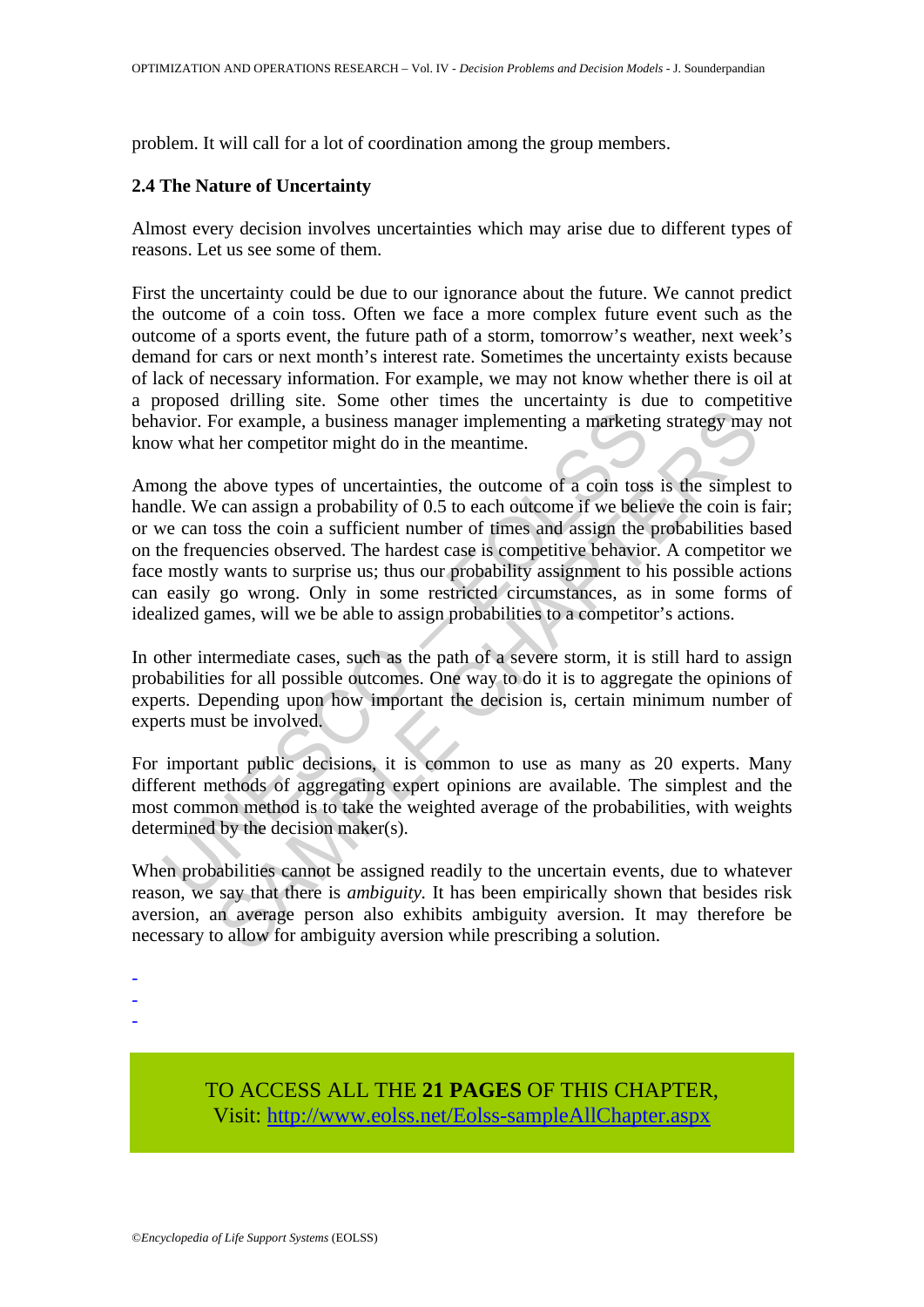problem. It will call for a lot of coordination among the group members.

### 2.4 The Nature of Uncertainty

Almost every decision involves uncertainties which may arise due to different types of reasons. Let us see some of them.

First the uncertainty could be due to our ignorance about the future. We cannot predict the outcome of a coin toss. Often we face a more complex future event such as the outcome of a sports event, the future path of a storm, tomorrow's weather, next week's demand for cars or next month's interest rate. Sometimes the uncertainty exists because of lack of necessary information. For example, we may not know whether there is oil at a proposed drilling site. Some other times the uncertainty is due to competitive behavior. For example, a business manager implementing a marketing strategy may not know what her competitor might do in the meantime.

Among the above types of uncertainties, the outcome of a coin toss is the simplest to handle. We can assign a probability of 0.5 to each outcome if we believe the coin is fair; or we can toss the coin a sufficient number of times and assign the probabilities based on the frequencies observed. The hardest case is competitive behavior. A competitor we face mostly wants to surprise us; thus our probability assignment to his possible actions can easily go wrong. Only in some restricted circumstances, as in some forms of idealized games, will we be able to assign probabilities to a competitor's actions.

In other intermediate cases, such as the path of a severe storm, it is still hard to assign probabilities for all possible outcomes. One way to do it is to aggregate the opinions of experts. Depending upon how important the decision is, certain minimum number of experts must be involved.

For important public decisions, it is common to use as many as 20 experts. Many different methods of aggregating expert opinions are available. The simplest and the most common method is to take the weighted average of the probabilities, with weights determined by the decision maker(s).

When probabilities cannot be assigned readily to the uncertain events, due to whatever reason, we say that there is *ambiguity*. It has been empirically shown that besides risk aversion, an average person also exhibits ambiguity aversion. It may therefore be necessary to allow for ambiguity aversion while prescribing a solution.

-
-
-

TO ACCESS ALL THE **21 PAGES** OF THIS CHAPTER,
Visit: http://www.eolss.net/Eolss-sampleAllChapter.aspx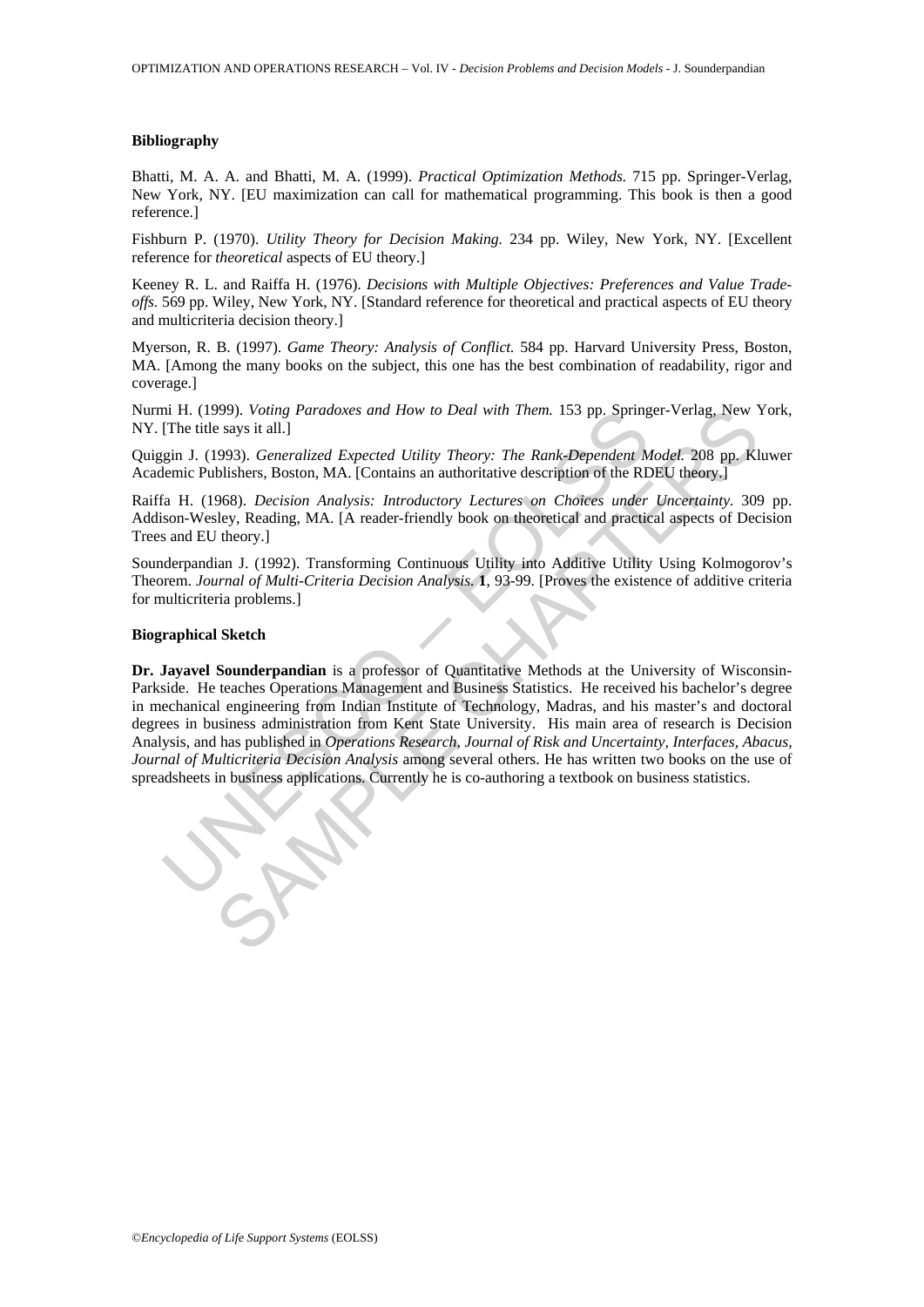### Bibliography

Bhatti, M. A. A. and Bhatti, M. A. (1999). *Practical Optimization Methods.* 715 pp. Springer-Verlag, New York, NY. [EU maximization can call for mathematical programming. This book is then a good reference.]

Fishburn P. (1970). *Utility Theory for Decision Making.* 234 pp. Wiley, New York, NY. [Excellent reference for *theoretical* aspects of EU theory.]

Keeney R. L. and Raiffa H. (1976). *Decisions with Multiple Objectives: Preferences and Value Trade-offs.* 569 pp. Wiley, New York, NY. [Standard reference for theoretical and practical aspects of EU theory and multicriteria decision theory.]

Myerson, R. B. (1997). *Game Theory: Analysis of Conflict.* 584 pp. Harvard University Press, Boston, MA. [Among the many books on the subject, this one has the best combination of readability, rigor and coverage.]

Nurmi H. (1999). *Voting Paradoxes and How to Deal with Them.* 153 pp. Springer-Verlag, New York, NY. [The title says it all.]

Quiggin J. (1993). *Generalized Expected Utility Theory: The Rank-Dependent Model.* 208 pp. Kluwer Academic Publishers, Boston, MA. [Contains an authoritative description of the RDEU theory.]

Raiffa H. (1968). *Decision Analysis: Introductory Lectures on Choices under Uncertainty.* 309 pp. Addison-Wesley, Reading, MA. [A reader-friendly book on theoretical and practical aspects of Decision Trees and EU theory.]

Sounderpandian J. (1992). Transforming Continuous Utility into Additive Utility Using Kolmogorov's Theorem. *Journal of Multi-Criteria Decision Analysis.* **1**, 93-99. [Proves the existence of additive criteria for multicriteria problems.]

### Biographical Sketch

**Dr. Jayavel Sounderpandian** is a professor of Quantitative Methods at the University of Wisconsin-Parkside. He teaches Operations Management and Business Statistics. He received his bachelor's degree in mechanical engineering from Indian Institute of Technology, Madras, and his master's and doctoral degrees in business administration from Kent State University. His main area of research is Decision Analysis, and has published in *Operations Research*, *Journal of Risk and Uncertainty, Interfaces, Abacus, Journal of Multicriteria Decision Analysis* among several others. He has written two books on the use of spreadsheets in business applications. Currently he is co-authoring a textbook on business statistics.